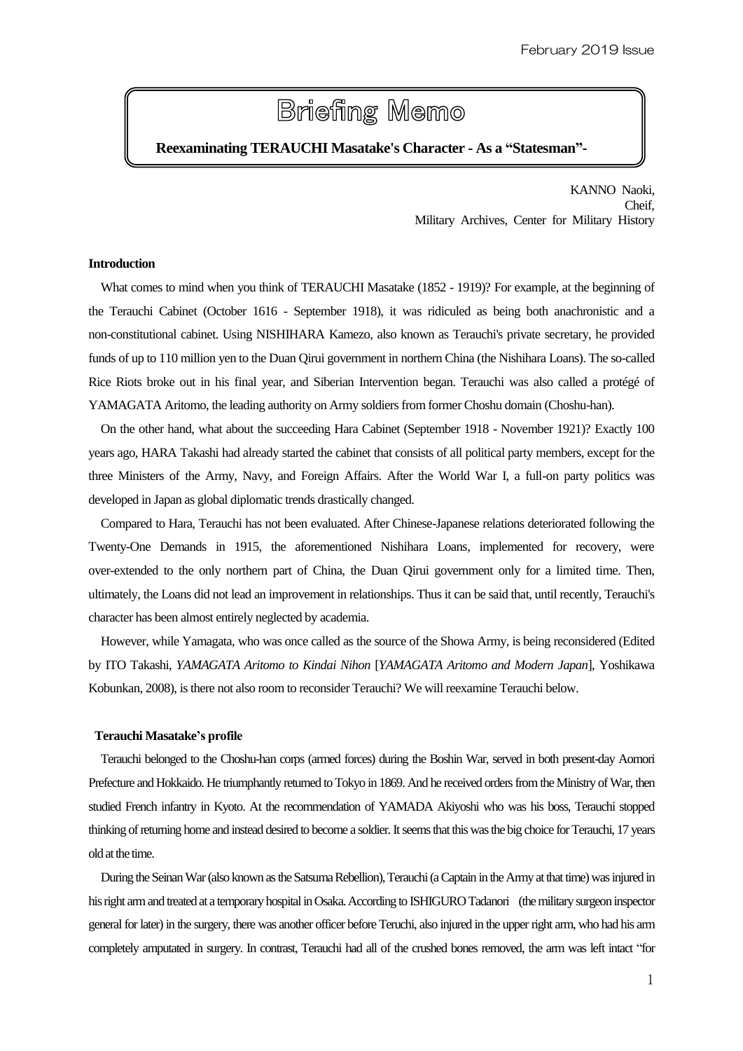February 2019 Issue

# Briefing Memo

**Reexaminating TERAUCHI Masatake's Character - As a "Statesman"-**

KANNO Naoki,
Cheif,
Military Archives, Center for Military History

**Introduction**

What comes to mind when you think of TERAUCHI Masatake (1852 - 1919)? For example, at the beginning of the Terauchi Cabinet (October 1616 - September 1918), it was ridiculed as being both anachronistic and a non-constitutional cabinet. Using NISHIHARA Kamezo, also known as Terauchi's private secretary, he provided funds of up to 110 million yen to the Duan Qirui government in northern China (the Nishihara Loans). The so-called Rice Riots broke out in his final year, and Siberian Intervention began. Terauchi was also called a protégé of YAMAGATA Aritomo, the leading authority on Army soldiers from former Choshu domain (Choshu-han).

On the other hand, what about the succeeding Hara Cabinet (September 1918 - November 1921)? Exactly 100 years ago, HARA Takashi had already started the cabinet that consists of all political party members, except for the three Ministers of the Army, Navy, and Foreign Affairs. After the World War I, a full-on party politics was developed in Japan as global diplomatic trends drastically changed.

Compared to Hara, Terauchi has not been evaluated. After Chinese-Japanese relations deteriorated following the Twenty-One Demands in 1915, the aforementioned Nishihara Loans, implemented for recovery, were over-extended to the only northern part of China, the Duan Qirui government only for a limited time. Then, ultimately, the Loans did not lead an improvement in relationships. Thus it can be said that, until recently, Terauchi's character has been almost entirely neglected by academia.

However, while Yamagata, who was once called as the source of the Showa Army, is being reconsidered (Edited by ITO Takashi, *YAMAGATA Aritomo to Kindai Nihon* [*YAMAGATA Aritomo and Modern Japan*], Yoshikawa Kobunkan, 2008), is there not also room to reconsider Terauchi? We will reexamine Terauchi below.

**Terauchi Masatake's profile**

Terauchi belonged to the Choshu-han corps (armed forces) during the Boshin War, served in both present-day Aomori Prefecture and Hokkaido. He triumphantly returned to Tokyo in 1869. And he received orders from the Ministry of War, then studied French infantry in Kyoto. At the recommendation of YAMADA Akiyoshi who was his boss, Terauchi stopped thinking of returning home and instead desired to become a soldier. It seems that this was the big choice for Terauchi, 17 years old at the time.

During the Seinan War (also known as the Satsuma Rebellion), Terauchi (a Captain in the Army at that time) was injured in his right arm and treated at a temporary hospital in Osaka. According to ISHIGURO Tadanori (the military surgeon inspector general for later) in the surgery, there was another officer before Teruchi, also injured in the upper right arm, who had his arm completely amputated in surgery. In contrast, Terauchi had all of the crushed bones removed, the arm was left intact "for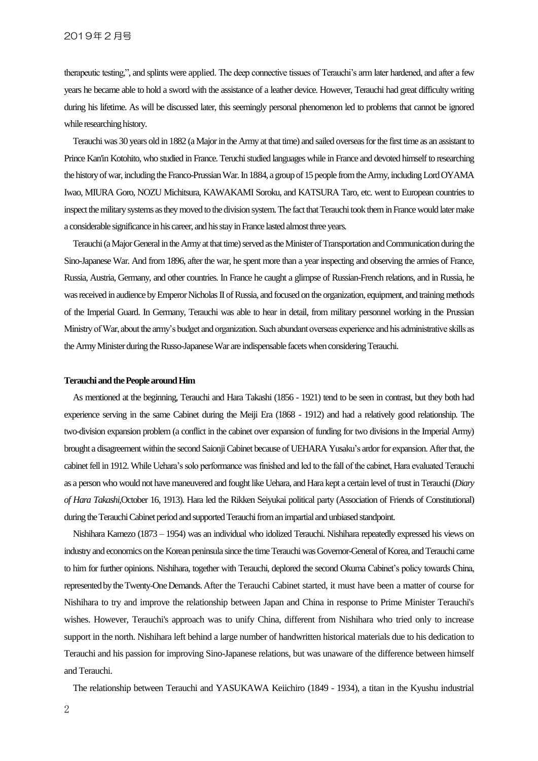therapeutic testing,", and splints were applied. The deep connective tissues of Terauchi's arm later hardened, and after a few years he became able to hold a sword with the assistance of a leather device. However, Terauchi had great difficulty writing during his lifetime. As will be discussed later, this seemingly personal phenomenon led to problems that cannot be ignored while researching history.

Terauchi was 30 years old in 1882 (a Major in the Army at that time) and sailed overseas for the first time as an assistant to Prince Kan'in Kotohito, who studied in France. Teruchi studied languages while in France and devoted himself to researching the history of war, including the Franco-Prussian War. In 1884, a group of 15 people from the Army, including Lord OYAMA Iwao, MIURA Goro, NOZU Michitsura, KAWAKAMI Soroku, and KATSURA Taro, etc. went to European countries to inspect the military systems as they moved to the division system. The fact that Terauchi took them in France would later make a considerable significance in his career, and his stay in France lasted almost three years.

Terauchi (a Major General in the Army at that time) served as the Minister of Transportation and Communication during the Sino-Japanese War. And from 1896, after the war, he spent more than a year inspecting and observing the armies of France, Russia, Austria, Germany, and other countries. In France he caught a glimpse of Russian-French relations, and in Russia, he was received in audience by Emperor Nicholas II of Russia, and focused on the organization, equipment, and training methods of the Imperial Guard. In Germany, Terauchi was able to hear in detail, from military personnel working in the Prussian Ministry of War, about the army's budget and organization. Such abundant overseas experience and his administrative skills as the Army Minister during the Russo-Japanese War are indispensable facets when considering Terauchi.

**Terauchi and the People around Him**

As mentioned at the beginning, Terauchi and Hara Takashi (1856 - 1921) tend to be seen in contrast, but they both had experience serving in the same Cabinet during the Meiji Era (1868 - 1912) and had a relatively good relationship. The two-division expansion problem (a conflict in the cabinet over expansion of funding for two divisions in the Imperial Army) brought a disagreement within the second Saionji Cabinet because of UEHARA Yusaku's ardor for expansion. After that, the cabinet fell in 1912. While Uehara's solo performance was finished and led to the fall of the cabinet, Hara evaluated Terauchi as a person who would not have maneuvered and fought like Uehara, and Hara kept a certain level of trust in Terauchi (*Diary of Hara Takashi*,October 16, 1913). Hara led the Rikken Seiyukai political party (Association of Friends of Constitutional) during the Terauchi Cabinet period and supported Terauchi from an impartial and unbiased standpoint.

Nishihara Kamezo (1873 – 1954) was an individual who idolized Terauchi. Nishihara repeatedly expressed his views on industry and economics on the Korean peninsula since the time Terauchi was Governor-General of Korea, and Terauchi came to him for further opinions. Nishihara, together with Terauchi, deplored the second Okuma Cabinet's policy towards China, represented by the Twenty-One Demands. After the Terauchi Cabinet started, it must have been a matter of course for Nishihara to try and improve the relationship between Japan and China in response to Prime Minister Terauchi's wishes. However, Terauchi's approach was to unify China, different from Nishihara who tried only to increase support in the north. Nishihara left behind a large number of handwritten historical materials due to his dedication to Terauchi and his passion for improving Sino-Japanese relations, but was unaware of the difference between himself and Terauchi.

The relationship between Terauchi and YASUKAWA Keiichiro (1849 - 1934), a titan in the Kyushu industrial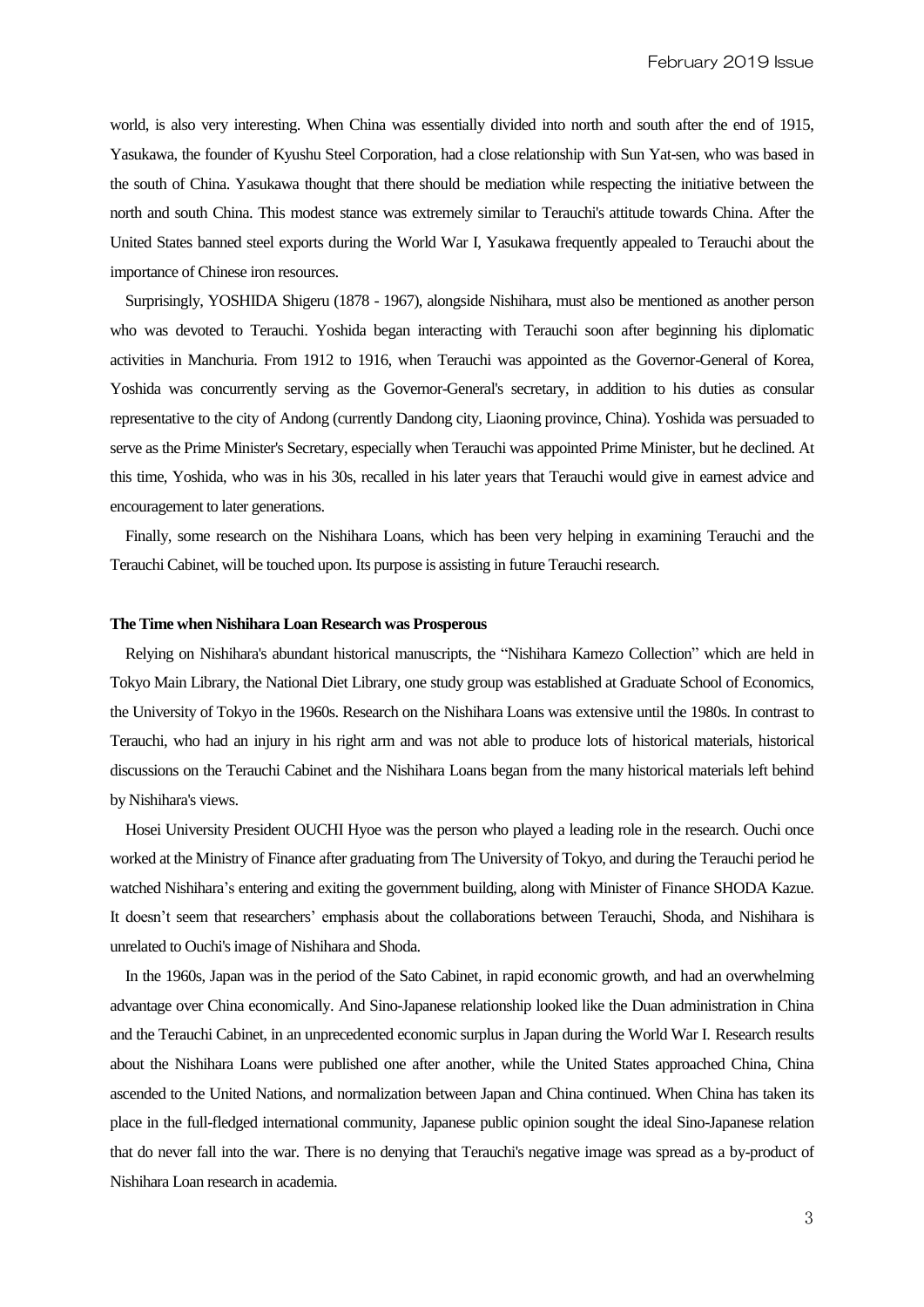world, is also very interesting. When China was essentially divided into north and south after the end of 1915, Yasukawa, the founder of Kyushu Steel Corporation, had a close relationship with Sun Yat-sen, who was based in the south of China. Yasukawa thought that there should be mediation while respecting the initiative between the north and south China. This modest stance was extremely similar to Terauchi's attitude towards China. After the United States banned steel exports during the World War I, Yasukawa frequently appealed to Terauchi about the importance of Chinese iron resources.

Surprisingly, YOSHIDA Shigeru (1878 - 1967), alongside Nishihara, must also be mentioned as another person who was devoted to Terauchi. Yoshida began interacting with Terauchi soon after beginning his diplomatic activities in Manchuria. From 1912 to 1916, when Terauchi was appointed as the Governor-General of Korea, Yoshida was concurrently serving as the Governor-General's secretary, in addition to his duties as consular representative to the city of Andong (currently Dandong city, Liaoning province, China). Yoshida was persuaded to serve as the Prime Minister's Secretary, especially when Terauchi was appointed Prime Minister, but he declined. At this time, Yoshida, who was in his 30s, recalled in his later years that Terauchi would give in earnest advice and encouragement to later generations.

Finally, some research on the Nishihara Loans, which has been very helping in examining Terauchi and the Terauchi Cabinet, will be touched upon. Its purpose is assisting in future Terauchi research.

**The Time when Nishihara Loan Research was Prosperous**

Relying on Nishihara's abundant historical manuscripts, the "Nishihara Kamezo Collection" which are held in Tokyo Main Library, the National Diet Library, one study group was established at Graduate School of Economics, the University of Tokyo in the 1960s. Research on the Nishihara Loans was extensive until the 1980s. In contrast to Terauchi, who had an injury in his right arm and was not able to produce lots of historical materials, historical discussions on the Terauchi Cabinet and the Nishihara Loans began from the many historical materials left behind by Nishihara's views.

Hosei University President OUCHI Hyoe was the person who played a leading role in the research. Ouchi once worked at the Ministry of Finance after graduating from The University of Tokyo, and during the Terauchi period he watched Nishihara's entering and exiting the government building, along with Minister of Finance SHODA Kazue. It doesn't seem that researchers' emphasis about the collaborations between Terauchi, Shoda, and Nishihara is unrelated to Ouchi's image of Nishihara and Shoda.

In the 1960s, Japan was in the period of the Sato Cabinet, in rapid economic growth, and had an overwhelming advantage over China economically. And Sino-Japanese relationship looked like the Duan administration in China and the Terauchi Cabinet, in an unprecedented economic surplus in Japan during the World War I. Research results about the Nishihara Loans were published one after another, while the United States approached China, China ascended to the United Nations, and normalization between Japan and China continued. When China has taken its place in the full-fledged international community, Japanese public opinion sought the ideal Sino-Japanese relation that do never fall into the war. There is no denying that Terauchi's negative image was spread as a by-product of Nishihara Loan research in academia.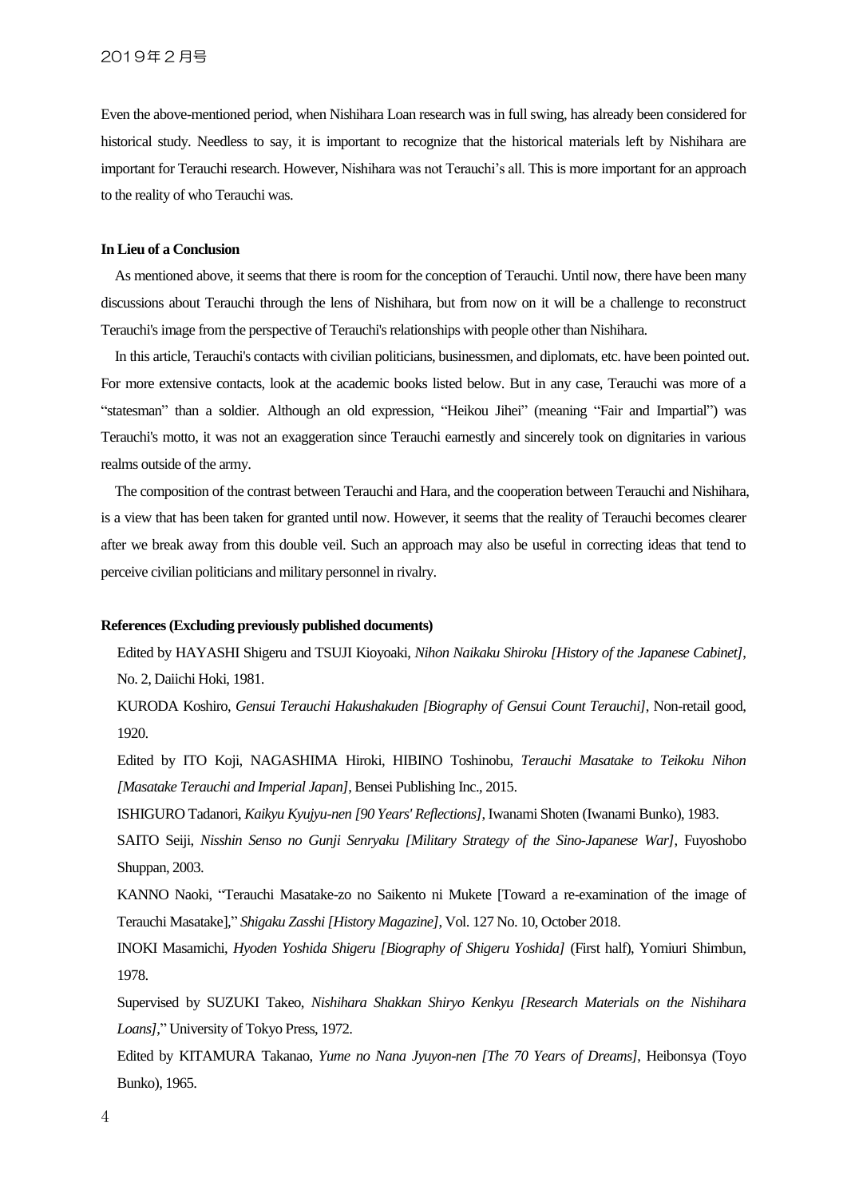Even the above-mentioned period, when Nishihara Loan research was in full swing, has already been considered for historical study. Needless to say, it is important to recognize that the historical materials left by Nishihara are important for Terauchi research. However, Nishihara was not Terauchi's all. This is more important for an approach to the reality of who Terauchi was.

**In Lieu of a Conclusion**

As mentioned above, it seems that there is room for the conception of Terauchi. Until now, there have been many discussions about Terauchi through the lens of Nishihara, but from now on it will be a challenge to reconstruct Terauchi's image from the perspective of Terauchi's relationships with people other than Nishihara.

In this article, Terauchi's contacts with civilian politicians, businessmen, and diplomats, etc. have been pointed out. For more extensive contacts, look at the academic books listed below. But in any case, Terauchi was more of a "statesman" than a soldier. Although an old expression, "Heikou Jihei" (meaning "Fair and Impartial") was Terauchi's motto, it was not an exaggeration since Terauchi earnestly and sincerely took on dignitaries in various realms outside of the army.

The composition of the contrast between Terauchi and Hara, and the cooperation between Terauchi and Nishihara, is a view that has been taken for granted until now. However, it seems that the reality of Terauchi becomes clearer after we break away from this double veil. Such an approach may also be useful in correcting ideas that tend to perceive civilian politicians and military personnel in rivalry.

**References (Excluding previously published documents)**

Edited by HAYASHI Shigeru and TSUJI Kioyoaki, *Nihon Naikaku Shiroku [History of the Japanese Cabinet]*, No. 2, Daiichi Hoki, 1981.

KURODA Koshiro, *Gensui Terauchi Hakushakuden [Biography of Gensui Count Terauchi]*, Non-retail good, 1920.

Edited by ITO Koji, NAGASHIMA Hiroki, HIBINO Toshinobu, *Terauchi Masatake to Teikoku Nihon [Masatake Terauchi and Imperial Japan]*, Bensei Publishing Inc., 2015.

ISHIGURO Tadanori, *Kaikyu Kyujyu-nen [90 Years' Reflections]*, Iwanami Shoten (Iwanami Bunko), 1983.

SAITO Seiji, *Nisshin Senso no Gunji Senryaku [Military Strategy of the Sino-Japanese War]*, Fuyoshobo Shuppan, 2003.

KANNO Naoki, "Terauchi Masatake-zo no Saikento ni Mukete [Toward a re-examination of the image of Terauchi Masatake]," *Shigaku Zasshi [History Magazine]*, Vol. 127 No. 10, October 2018.

INOKI Masamichi, *Hyoden Yoshida Shigeru [Biography of Shigeru Yoshida]* (First half), Yomiuri Shimbun, 1978.

Supervised by SUZUKI Takeo, *Nishihara Shakkan Shiryo Kenkyu [Research Materials on the Nishihara Loans]*," University of Tokyo Press, 1972.

Edited by KITAMURA Takanao, *Yume no Nana Jyuyon-nen [The 70 Years of Dreams]*, Heibonsya (Toyo Bunko), 1965.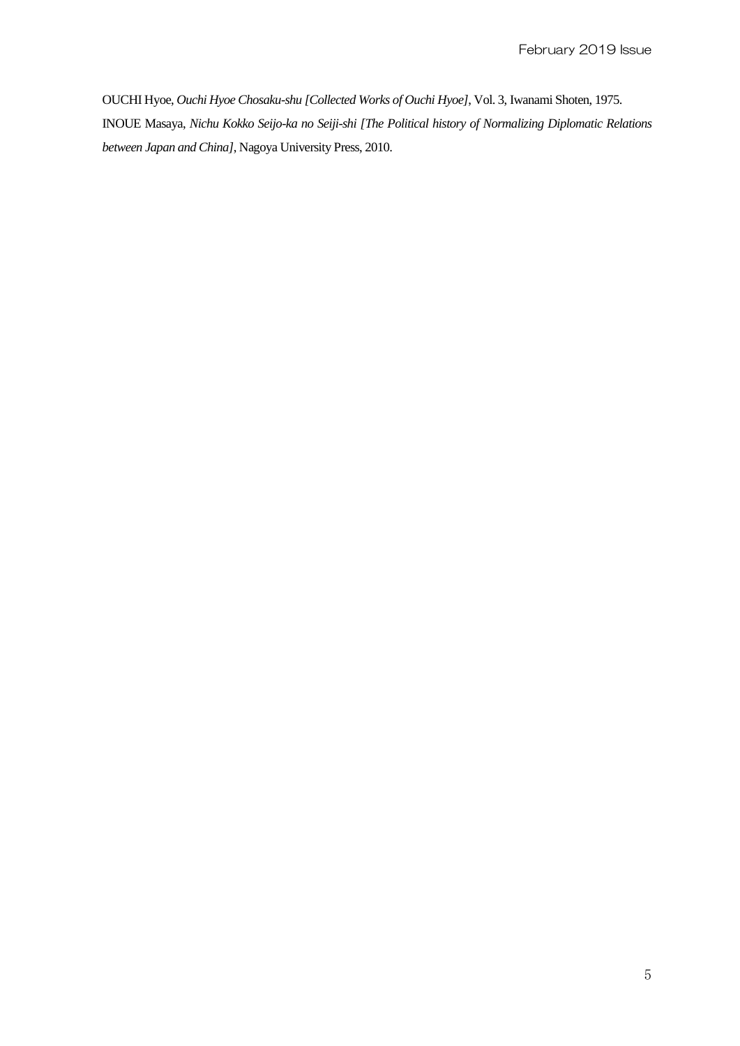OUCHI Hyoe, *Ouchi Hyoe Chosaku-shu [Collected Works of Ouchi Hyoe]*, Vol. 3, Iwanami Shoten, 1975.

INOUE Masaya, *Nichu Kokko Seijo-ka no Seiji-shi [The Political history of Normalizing Diplomatic Relations between Japan and China]*, Nagoya University Press, 2010.